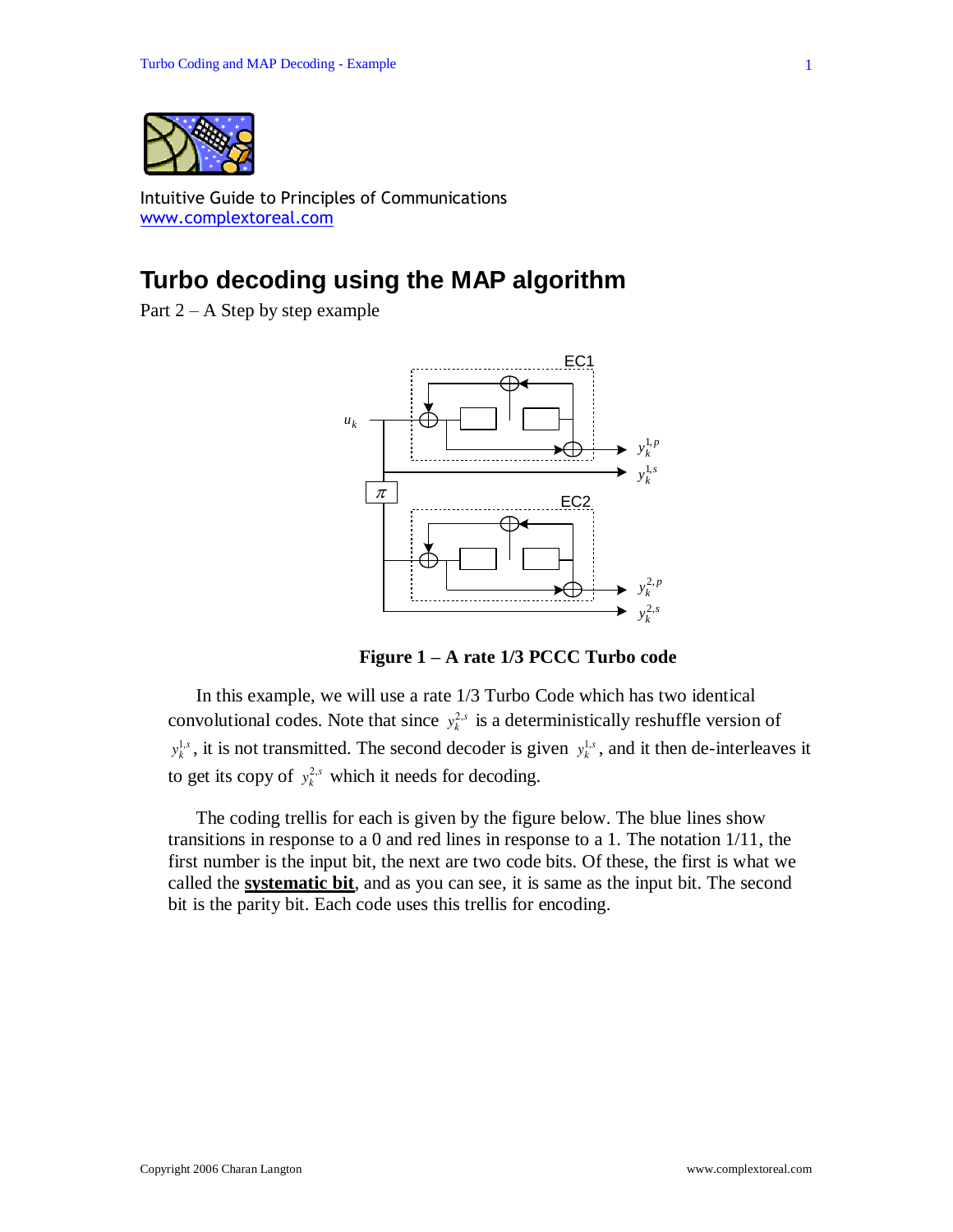Intuitive Guide to Principles of Communications
www.complextoreal.com

# Turbo decoding using the MAP algorithm

Part 2 – A Step by step example

**Figure 1 – A rate 1/3 PCCC Turbo code**

In this example, we will use a rate 1/3 Turbo Code which has two identical convolutional codes. Note that since $y_k^{2,s}$ is a deterministically reshuffle version of $y_k^{1,s}$, it is not transmitted. The second decoder is given $y_k^{1,s}$, and it then de-interleaves it to get its copy of $y_k^{2,s}$ which it needs for decoding.

The coding trellis for each is given by the figure below. The blue lines show transitions in response to a 0 and red lines in response to a 1. The notation 1/11, the first number is the input bit, the next are two code bits. Of these, the first is what we called the **systematic bit**, and as you can see, it is same as the input bit. The second bit is the parity bit. Each code uses this trellis for encoding.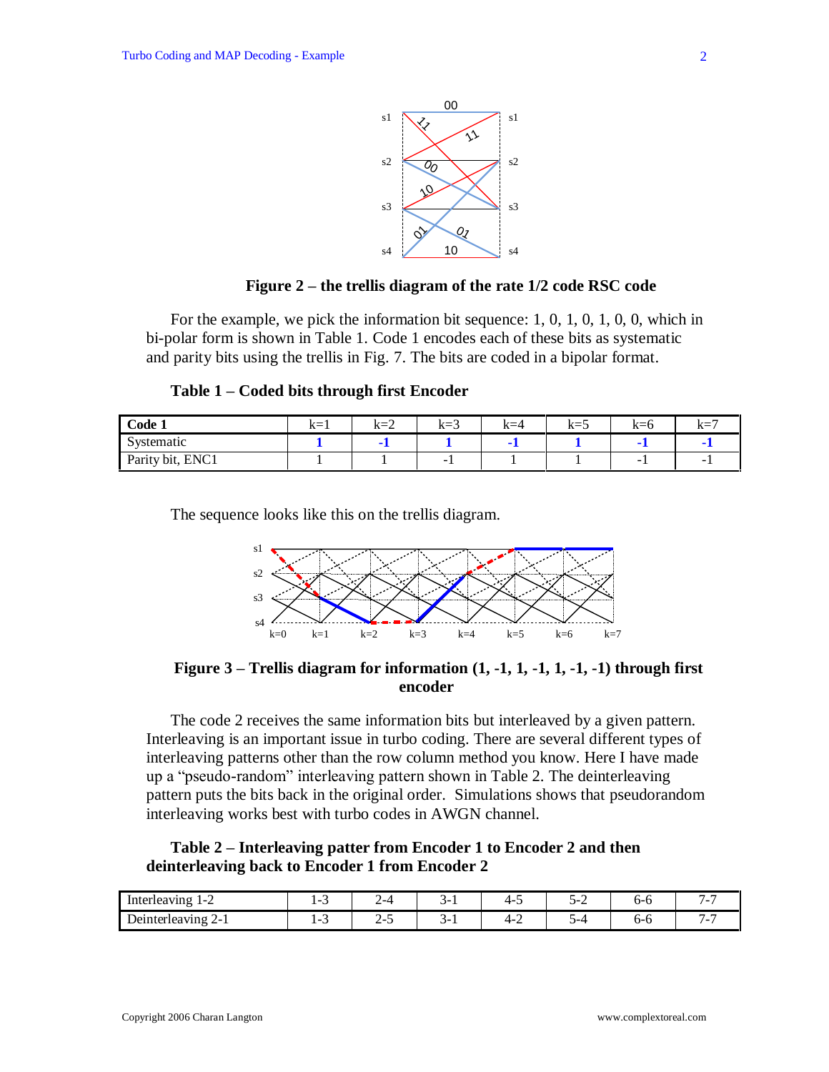**Figure 2 – the trellis diagram of the rate 1/2 code RSC code**

For the example, we pick the information bit sequence: 1, 0, 1, 0, 1, 0, 0, which in bi-polar form is shown in Table 1. Code 1 encodes each of these bits as systematic and parity bits using the trellis in Fig. 7. The bits are coded in a bipolar format.

**Table 1 – Coded bits through first Encoder**

| Code 1 | k=1 | k=2 | k=3 | k=4 | k=5 | k=6 | k=7 |
|---|---|---|---|---|---|---|---|
| Systematic | **1** | **-1** | **1** | **-1** | **1** | **-1** | **-1** |
| Parity bit, ENC1 | 1 | 1 | -1 | 1 | 1 | -1 | -1 |

The sequence looks like this on the trellis diagram.

**Figure 3 – Trellis diagram for information (1, -1, 1, -1, 1, -1, -1) through first encoder**

The code 2 receives the same information bits but interleaved by a given pattern. Interleaving is an important issue in turbo coding. There are several different types of interleaving patterns other than the row column method you know. Here I have made up a "pseudo-random" interleaving pattern shown in Table 2. The deinterleaving pattern puts the bits back in the original order. Simulations shows that pseudorandom interleaving works best with turbo codes in AWGN channel.

**Table 2 – Interleaving patter from Encoder 1 to Encoder 2 and then deinterleaving back to Encoder 1 from Encoder 2**

| Interleaving 1-2 | 1-3 | 2-4 | 3-1 | 4-5 | 5-2 | 6-6 | 7-7 |
|---|---|---|---|---|---|---|---|
| Deinterleaving 2-1 | 1-3 | 2-5 | 3-1 | 4-2 | 5-4 | 6-6 | 7-7 |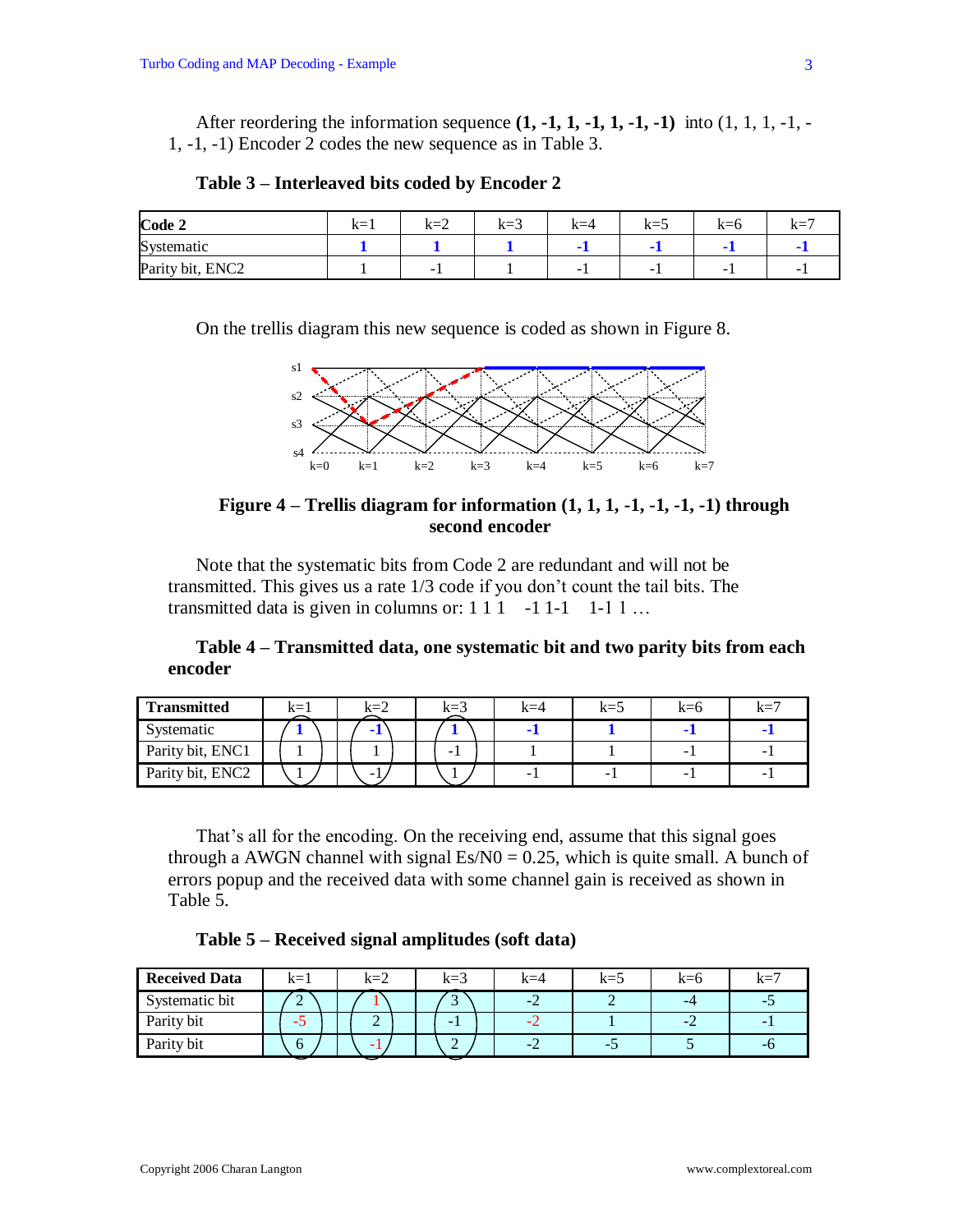After reordering the information sequence **(1, -1, 1, -1, 1, -1, -1)** into (1, 1, 1, -1, -1, -1, -1) Encoder 2 codes the new sequence as in Table 3.

**Table 3 – Interleaved bits coded by Encoder 2**

| Code 2 | k=1 | k=2 | k=3 | k=4 | k=5 | k=6 | k=7 |
|---|---|---|---|---|---|---|---|
| Systematic | **1** | **1** | **1** | **-1** | **-1** | **-1** | **-1** |
| Parity bit, ENC2 | 1 | -1 | 1 | -1 | -1 | -1 | -1 |

On the trellis diagram this new sequence is coded as shown in Figure 8.

**Figure 4 – Trellis diagram for information (1, 1, 1, -1, -1, -1, -1) through second encoder**

Note that the systematic bits from Code 2 are redundant and will not be transmitted. This gives us a rate 1/3 code if you don't count the tail bits. The transmitted data is given in columns or: 1 1 1   -1 1-1   1-1 1 …

**Table 4 – Transmitted data, one systematic bit and two parity bits from each encoder**

| Transmitted | k=1 | k=2 | k=3 | k=4 | k=5 | k=6 | k=7 |
|---|---|---|---|---|---|---|---|
| Systematic | **1** | **-1** | **1** | **-1** | **1** | **-1** | **-1** |
| Parity bit, ENC1 | 1 | 1 | -1 | 1 | 1 | -1 | -1 |
| Parity bit, ENC2 | 1 | -1 | 1 | -1 | -1 | -1 | -1 |

That's all for the encoding. On the receiving end, assume that this signal goes through a AWGN channel with signal Es/N0 = 0.25, which is quite small. A bunch of errors popup and the received data with some channel gain is received as shown in Table 5.

**Table 5 – Received signal amplitudes (soft data)**

| Received Data | k=1 | k=2 | k=3 | k=4 | k=5 | k=6 | k=7 |
|---|---|---|---|---|---|---|---|
| Systematic bit | 2 | 1 | 3 | -2 | 2 | -4 | -5 |
| Parity bit | -5 | 2 | -1 | -2 | 1 | -2 | -1 |
| Parity bit | 6 | -1 | 2 | -2 | -5 | 5 | -6 |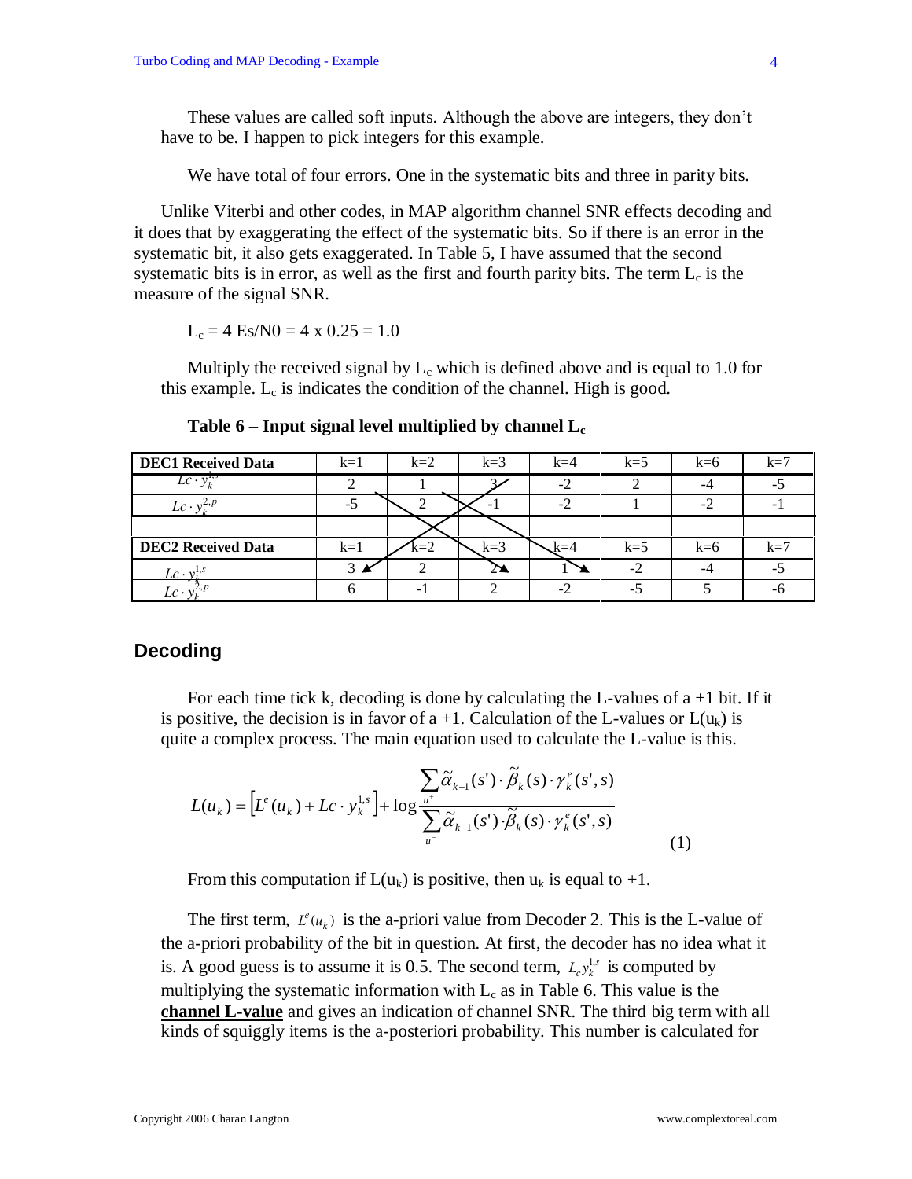These values are called soft inputs. Although the above are integers, they don't have to be. I happen to pick integers for this example.

We have total of four errors. One in the systematic bits and three in parity bits.

Unlike Viterbi and other codes, in MAP algorithm channel SNR effects decoding and it does that by exaggerating the effect of the systematic bits. So if there is an error in the systematic bit, it also gets exaggerated. In Table 5, I have assumed that the second systematic bits is in error, as well as the first and fourth parity bits. The term $L_c$ is the measure of the signal SNR.

$L_c = 4\ Es/N0 = 4 \times 0.25 = 1.0$

Multiply the received signal by $L_c$ which is defined above and is equal to 1.0 for this example. $L_c$ is indicates the condition of the channel. High is good.

**Table 6 – Input signal level multiplied by channel $L_c$**

| **DEC1 Received Data** | k=1 | k=2 | k=3 | k=4 | k=5 | k=6 | k=7 |
|---|---|---|---|---|---|---|---|
| $Lc \cdot y_k^{1,s}$ | 2 | 1 | 3 | -2 | 2 | -4 | -5 |
| $Lc \cdot y_k^{2,p}$ | -5 | 2 | -1 | -2 | 1 | -2 | -1 |
| | | | | | | | |
| **DEC2 Received Data** | k=1 | k=2 | k=3 | k=4 | k=5 | k=6 | k=7 |
| $Lc \cdot y_k^{1,s}$ | 3 | 2 | 2 | 1 | -2 | -4 | -5 |
| $Lc \cdot y_k^{2,p}$ | 6 | -1 | 2 | -2 | -5 | 5 | -6 |

## Decoding

For each time tick k, decoding is done by calculating the L-values of a +1 bit. If it is positive, the decision is in favor of a +1. Calculation of the L-values or $L(u_k)$ is quite a complex process. The main equation used to calculate the L-value is this.

$$L(u_k) = \left[L^e(u_k) + Lc \cdot y_k^{1,s}\right] + \log \frac{\sum_{u^+} \tilde{\alpha}_{k-1}(s') \cdot \tilde{\beta}_k(s) \cdot \gamma_k^e(s',s)}{\sum_{u^-} \tilde{\alpha}_{k-1}(s') \cdot \tilde{\beta}_k(s) \cdot \gamma_k^e(s',s)} \qquad (1)$$

From this computation if $L(u_k)$ is positive, then $u_k$ is equal to +1.

The first term, $L^e(u_k)$ is the a-priori value from Decoder 2. This is the L-value of the a-priori probability of the bit in question. At first, the decoder has no idea what it is. A good guess is to assume it is 0.5. The second term, $L_c y_k^{1,s}$ is computed by multiplying the systematic information with $L_c$ as in Table 6. This value is the **channel L-value** and gives an indication of channel SNR. The third big term with all kinds of squiggly items is the a-posteriori probability. This number is calculated for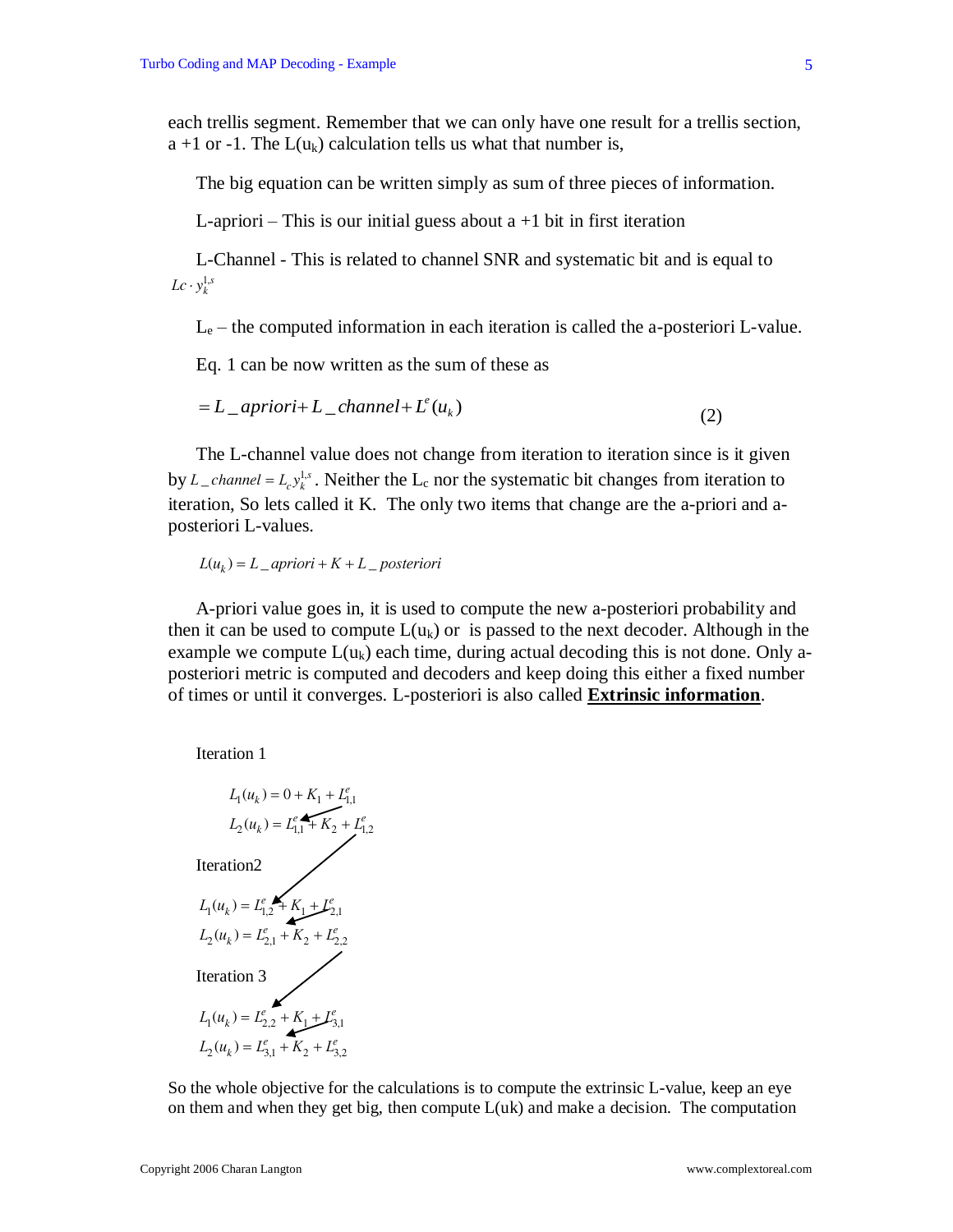each trellis segment. Remember that we can only have one result for a trellis section, a +1 or -1. The $L(u_k)$ calculation tells us what that number is,

The big equation can be written simply as sum of three pieces of information.

L-apriori – This is our initial guess about a +1 bit in first iteration

L-Channel - This is related to channel SNR and systematic bit and is equal to $Lc \cdot y_k^{1,s}$

$L_e$ – the computed information in each iteration is called the a-posteriori L-value.

Eq. 1 can be now written as the sum of these as

$$= L\_apriori + L\_channel + L^e(u_k) \tag{2}$$

The L-channel value does not change from iteration to iteration since is it given by $L\_channel = L_c y_k^{1,s}$. Neither the $L_c$ nor the systematic bit changes from iteration to iteration, So lets called it K. The only two items that change are the a-priori and a-posteriori L-values.

$$L(u_k) = L\_apriori + K + L\_posteriori$$

A-priori value goes in, it is used to compute the new a-posteriori probability and then it can be used to compute $L(u_k)$ or is passed to the next decoder. Although in the example we compute $L(u_k)$ each time, during actual decoding this is not done. Only a-posteriori metric is computed and decoders and keep doing this either a fixed number of times or until it converges. L-posteriori is also called **<u>Extrinsic information</u>**.

Iteration 1

$$L_1(u_k) = 0 + K_1 + L_{1,1}^e$$
$$L_2(u_k) = L_{1,1}^e + K_2 + L_{1,2}^e$$

Iteration2

$$L_1(u_k) = L_{1,2}^e + K_1 + L_{2,1}^e$$
$$L_2(u_k) = L_{2,1}^e + K_2 + L_{2,2}^e$$

Iteration 3

$$L_1(u_k) = L_{2,2}^e + K_1 + L_{3,1}^e$$
$$L_2(u_k) = L_{3,1}^e + K_2 + L_{3,2}^e$$

So the whole objective for the calculations is to compute the extrinsic L-value, keep an eye on them and when they get big, then compute L(uk) and make a decision. The computation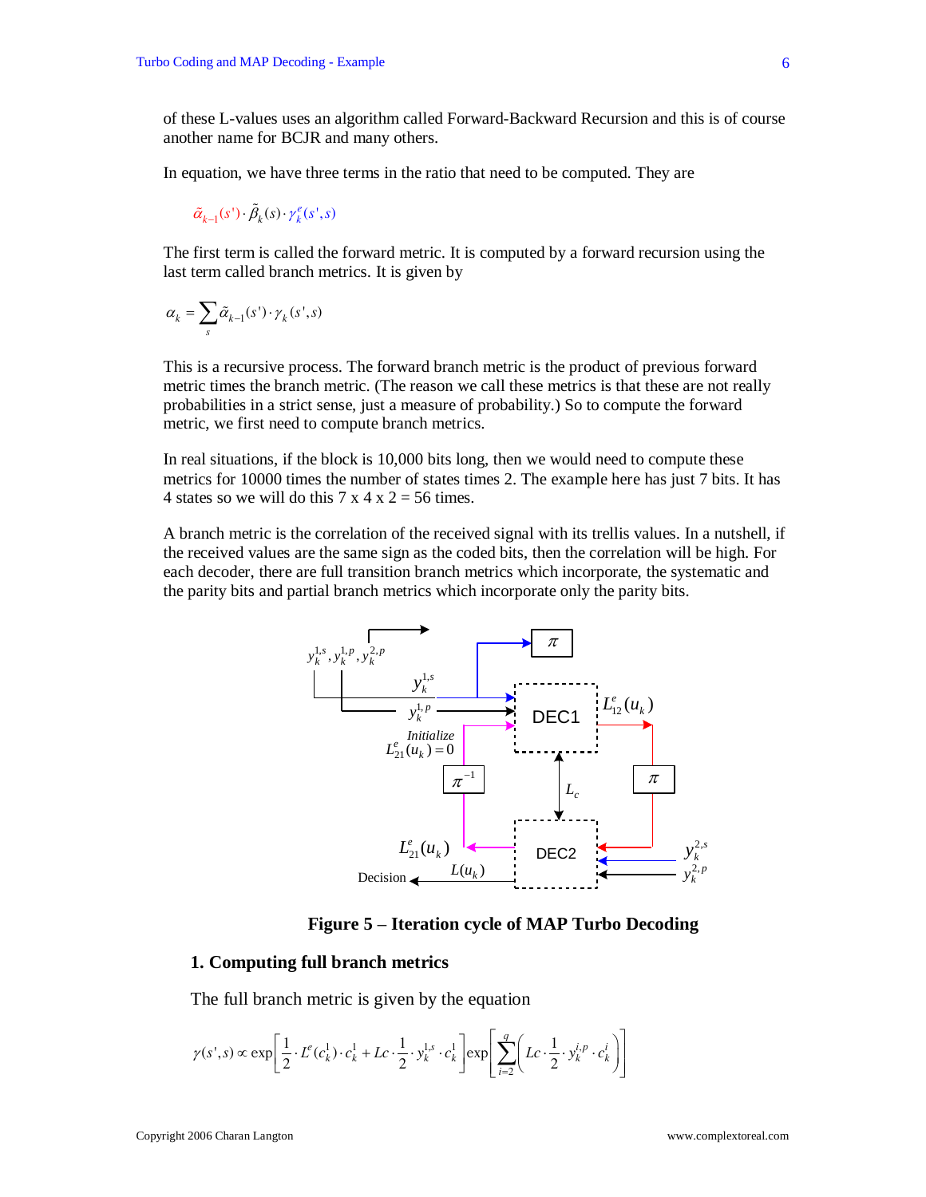of these L-values uses an algorithm called Forward-Backward Recursion and this is of course another name for BCJR and many others.

In equation, we have three terms in the ratio that need to be computed. They are

$$\tilde{\alpha}_{k-1}(s') \cdot \tilde{\beta}_k(s) \cdot \gamma_k^e(s',s)$$

The first term is called the forward metric. It is computed by a forward recursion using the last term called branch metrics. It is given by

$$\alpha_k = \sum_s \tilde{\alpha}_{k-1}(s') \cdot \gamma_k(s',s)$$

This is a recursive process. The forward branch metric is the product of previous forward metric times the branch metric. (The reason we call these metrics is that these are not really probabilities in a strict sense, just a measure of probability.) So to compute the forward metric, we first need to compute branch metrics.

In real situations, if the block is 10,000 bits long, then we would need to compute these metrics for 10000 times the number of states times 2. The example here has just 7 bits. It has 4 states so we will do this 7 x 4 x 2 = 56 times.

A branch metric is the correlation of the received signal with its trellis values. In a nutshell, if the received values are the same sign as the coded bits, then the correlation will be high. For each decoder, there are full transition branch metrics which incorporate, the systematic and the parity bits and partial branch metrics which incorporate only the parity bits.

**Figure 5 – Iteration cycle of MAP Turbo Decoding**

### 1. Computing full branch metrics

The full branch metric is given by the equation

$$\gamma(s',s) \propto \exp\left[\frac{1}{2} \cdot L^e(c_k^1) \cdot c_k^1 + Lc \cdot \frac{1}{2} \cdot y_k^{1,s} \cdot c_k^1\right] \exp\left[\sum_{i=2}^{q} \left(Lc \cdot \frac{1}{2} \cdot y_k^{i,p} \cdot c_k^i\right)\right]$$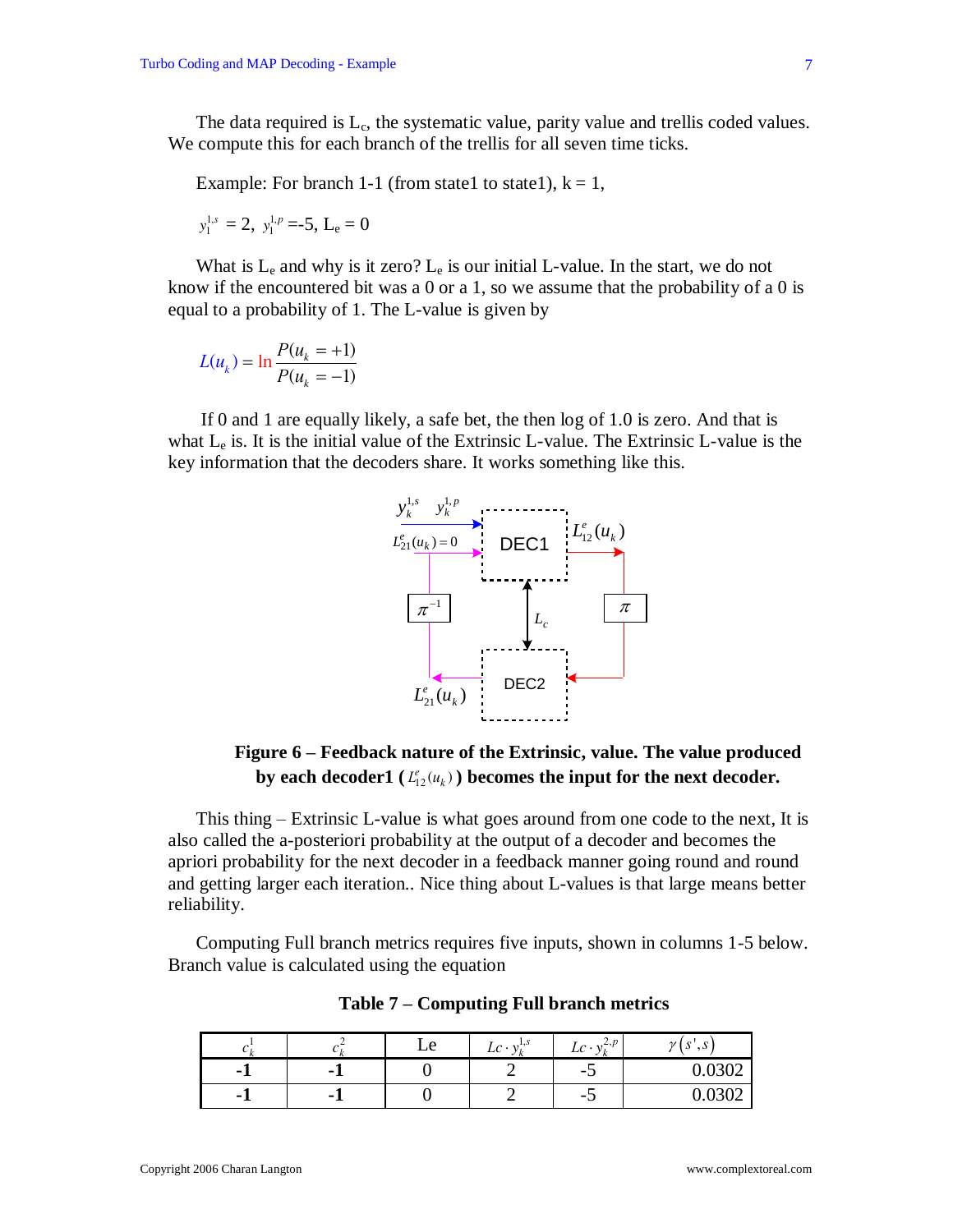The data required is $L_c$, the systematic value, parity value and trellis coded values. We compute this for each branch of the trellis for all seven time ticks.

Example: For branch 1-1 (from state1 to state1), k = 1,

$y_1^{1,s}$ = 2, $y_1^{1,p}$ =-5, $L_e$ = 0

What is $L_e$ and why is it zero? $L_e$ is our initial L-value. In the start, we do not know if the encountered bit was a 0 or a 1, so we assume that the probability of a 0 is equal to a probability of 1. The L-value is given by

$$L(u_k) = \ln \frac{P(u_k = +1)}{P(u_k = -1)}$$

If 0 and 1 are equally likely, a safe bet, the then log of 1.0 is zero. And that is what $L_e$ is. It is the initial value of the Extrinsic L-value. The Extrinsic L-value is the key information that the decoders share. It works something like this.

**Figure 6 – Feedback nature of the Extrinsic, value. The value produced by each decoder1 ($L_{12}^e(u_k)$) becomes the input for the next decoder.**

This thing – Extrinsic L-value is what goes around from one code to the next, It is also called the a-posteriori probability at the output of a decoder and becomes the apriori probability for the next decoder in a feedback manner going round and round and getting larger each iteration.. Nice thing about L-values is that large means better reliability.

Computing Full branch metrics requires five inputs, shown in columns 1-5 below. Branch value is calculated using the equation

**Table 7 – Computing Full branch metrics**

| $c_k^1$ | $c_k^2$ | Le | $Lc \cdot y_k^{1,s}$ | $Lc \cdot y_k^{2,p}$ | $\gamma(s',s)$ |
|---|---|---|---|---|---|
| **-1** | **-1** | 0 | 2 | -5 | 0.0302 |
| **-1** | **-1** | 0 | 2 | -5 | 0.0302 |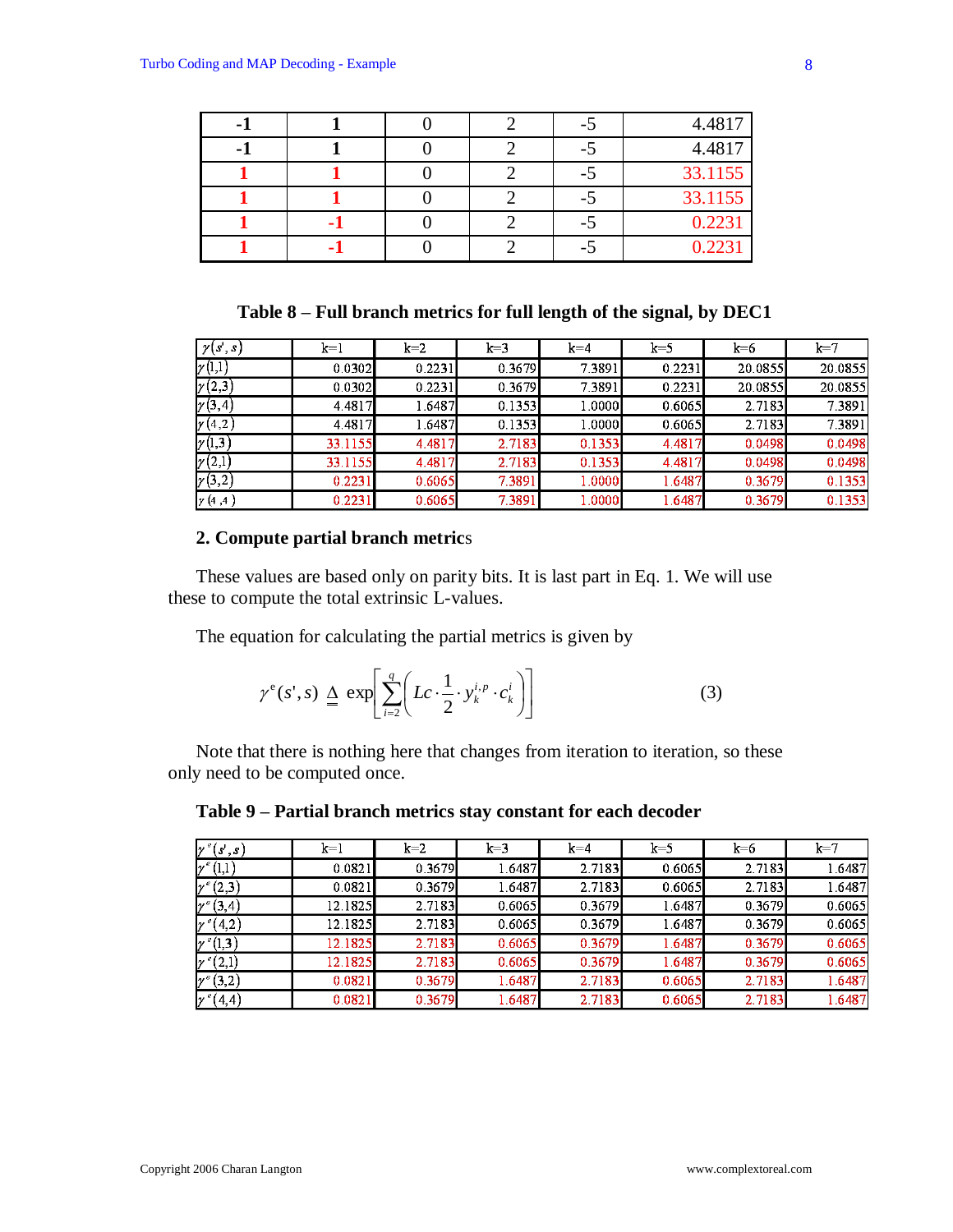| -1 | 1 | 0 | 2 | -5 | 4.4817 |
|---|---|---|---|---|---|
| -1 | 1 | 0 | 2 | -5 | 4.4817 |
| 1 | 1 | 0 | 2 | -5 | 33.1155 |
| 1 | 1 | 0 | 2 | -5 | 33.1155 |
| 1 | -1 | 0 | 2 | -5 | 0.2231 |
| 1 | -1 | 0 | 2 | -5 | 0.2231 |

**Table 8 – Full branch metrics for full length of the signal, by DEC1**

| $\gamma(s',s)$ | k=1 | k=2 | k=3 | k=4 | k=5 | k=6 | k=7 |
|---|---|---|---|---|---|---|---|
| $\gamma(1,1)$ | 0.0302 | 0.2231 | 0.3679 | 7.3891 | 0.2231 | 20.0855 | 20.0855 |
| $\gamma(2,3)$ | 0.0302 | 0.2231 | 0.3679 | 7.3891 | 0.2231 | 20.0855 | 20.0855 |
| $\gamma(3,4)$ | 4.4817 | 1.6487 | 0.1353 | 1.0000 | 0.6065 | 2.7183 | 7.3891 |
| $\gamma(4,2)$ | 4.4817 | 1.6487 | 0.1353 | 1.0000 | 0.6065 | 2.7183 | 7.3891 |
| $\gamma(1,3)$ | 33.1155 | 4.4817 | 2.7183 | 0.1353 | 4.4817 | 0.0498 | 0.0498 |
| $\gamma(2,1)$ | 33.1155 | 4.4817 | 2.7183 | 0.1353 | 4.4817 | 0.0498 | 0.0498 |
| $\gamma(3,2)$ | 0.2231 | 0.6065 | 7.3891 | 1.0000 | 1.6487 | 0.3679 | 0.1353 |
| $\gamma(4,4)$ | 0.2231 | 0.6065 | 7.3891 | 1.0000 | 1.6487 | 0.3679 | 0.1353 |

**2. Compute partial branch metrics**

These values are based only on parity bits. It is last part in Eq. 1. We will use these to compute the total extrinsic L-values.

The equation for calculating the partial metrics is given by

$$\gamma^{e}(s',s) \triangleq \exp\left[\sum_{i=2}^{q}\left(Lc\cdot\frac{1}{2}\cdot y_k^{i,p}\cdot c_k^i\right)\right] \qquad (3)$$

Note that there is nothing here that changes from iteration to iteration, so these only need to be computed once.

**Table 9 – Partial branch metrics stay constant for each decoder**

| $\gamma^{e}(s',s)$ | k=1 | k=2 | k=3 | k=4 | k=5 | k=6 | k=7 |
|---|---|---|---|---|---|---|---|
| $\gamma^{e}(1,1)$ | 0.0821 | 0.3679 | 1.6487 | 2.7183 | 0.6065 | 2.7183 | 1.6487 |
| $\gamma^{e}(2,3)$ | 0.0821 | 0.3679 | 1.6487 | 2.7183 | 0.6065 | 2.7183 | 1.6487 |
| $\gamma^{e}(3,4)$ | 12.1825 | 2.7183 | 0.6065 | 0.3679 | 1.6487 | 0.3679 | 0.6065 |
| $\gamma^{e}(4,2)$ | 12.1825 | 2.7183 | 0.6065 | 0.3679 | 1.6487 | 0.3679 | 0.6065 |
| $\gamma^{e}(1,3)$ | 12.1825 | 2.7183 | 0.6065 | 0.3679 | 1.6487 | 0.3679 | 0.6065 |
| $\gamma^{e}(2,1)$ | 12.1825 | 2.7183 | 0.6065 | 0.3679 | 1.6487 | 0.3679 | 0.6065 |
| $\gamma^{e}(3,2)$ | 0.0821 | 0.3679 | 1.6487 | 2.7183 | 0.6065 | 2.7183 | 1.6487 |
| $\gamma^{e}(4,4)$ | 0.0821 | 0.3679 | 1.6487 | 2.7183 | 0.6065 | 2.7183 | 1.6487 |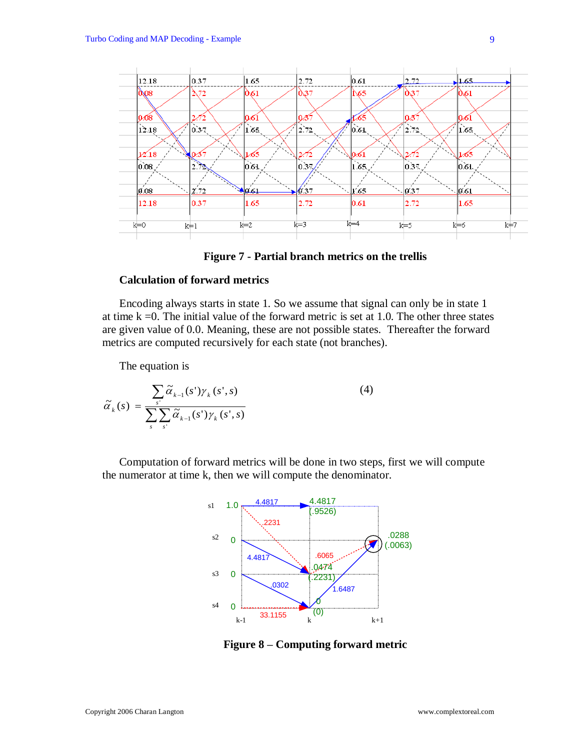Figure 7 - Partial branch metrics on the trellis

### Calculation of forward metrics

Encoding always starts in state 1. So we assume that signal can only be in state 1 at time k =0. The initial value of the forward metric is set at 1.0. The other three states are given value of 0.0. Meaning, these are not possible states. Thereafter the forward metrics are computed recursively for each state (not branches).

The equation is

$$\tilde{\alpha}_k(s) = \frac{\sum_{s'} \tilde{\alpha}_{k-1}(s')\gamma_k(s',s)}{\sum_{s}\sum_{s'} \tilde{\alpha}_{k-1}(s')\gamma_k(s',s)} \tag{4}$$

Computation of forward metrics will be done in two steps, first we will compute the numerator at time k, then we will compute the denominator.

Figure 8 – Computing forward metric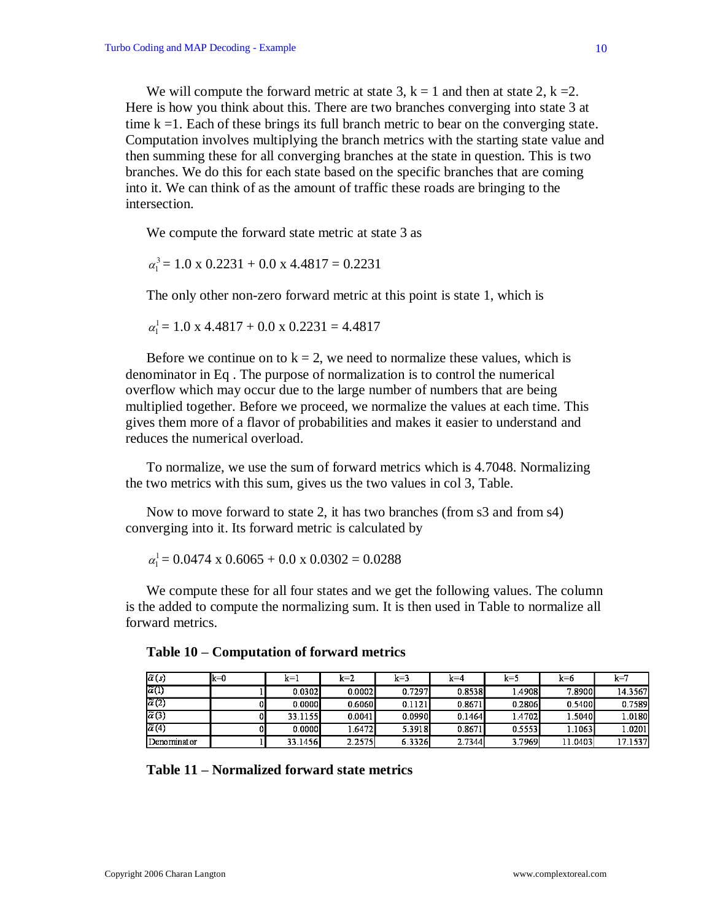We will compute the forward metric at state 3, k = 1 and then at state 2, k =2. Here is how you think about this. There are two branches converging into state 3 at time k =1. Each of these brings its full branch metric to bear on the converging state. Computation involves multiplying the branch metrics with the starting state value and then summing these for all converging branches at the state in question. This is two branches. We do this for each state based on the specific branches that are coming into it. We can think of as the amount of traffic these roads are bringing to the intersection.

We compute the forward state metric at state 3 as

$\alpha_1^3$ = 1.0 x 0.2231 + 0.0 x 4.4817 = 0.2231

The only other non-zero forward metric at this point is state 1, which is

$\alpha_1^1$ = 1.0 x 4.4817 + 0.0 x 0.2231 = 4.4817

Before we continue on to k = 2, we need to normalize these values, which is denominator in Eq . The purpose of normalization is to control the numerical overflow which may occur due to the large number of numbers that are being multiplied together. Before we proceed, we normalize the values at each time. This gives them more of a flavor of probabilities and makes it easier to understand and reduces the numerical overload.

To normalize, we use the sum of forward metrics which is 4.7048. Normalizing the two metrics with this sum, gives us the two values in col 3, Table.

Now to move forward to state 2, it has two branches (from s3 and from s4) converging into it. Its forward metric is calculated by

$\alpha_1^1$ = 0.0474 x 0.6065 + 0.0 x 0.0302 = 0.0288

We compute these for all four states and we get the following values. The column is the added to compute the normalizing sum. It is then used in Table to normalize all forward metrics.

**Table 10 – Computation of forward metrics**

| $\tilde{\alpha}(s)$ | k=0 | k=1 | k=2 | k=3 | k=4 | k=5 | k=6 | k=7 |
|---|---|---|---|---|---|---|---|---|
| $\tilde{\alpha}(1)$ | 1 | 0.0302 | 0.0002 | 0.7297 | 0.8538 | 1.4908 | 7.8900 | 14.3567 |
| $\tilde{\alpha}(2)$ | 0 | 0.0000 | 0.6060 | 0.1121 | 0.8671 | 0.2806 | 0.5400 | 0.7589 |
| $\tilde{\alpha}(3)$ | 0 | 33.1155 | 0.0041 | 0.0990 | 0.1464 | 1.4702 | 1.5040 | 1.0180 |
| $\tilde{\alpha}(4)$ | 0 | 0.0000 | 1.6472 | 5.3918 | 0.8671 | 0.5553 | 1.1063 | 1.0201 |
| Denominator | 1 | 33.1456 | 2.2575 | 6.3326 | 2.7344 | 3.7969 | 11.0403 | 17.1537 |

**Table 11 – Normalized forward state metrics**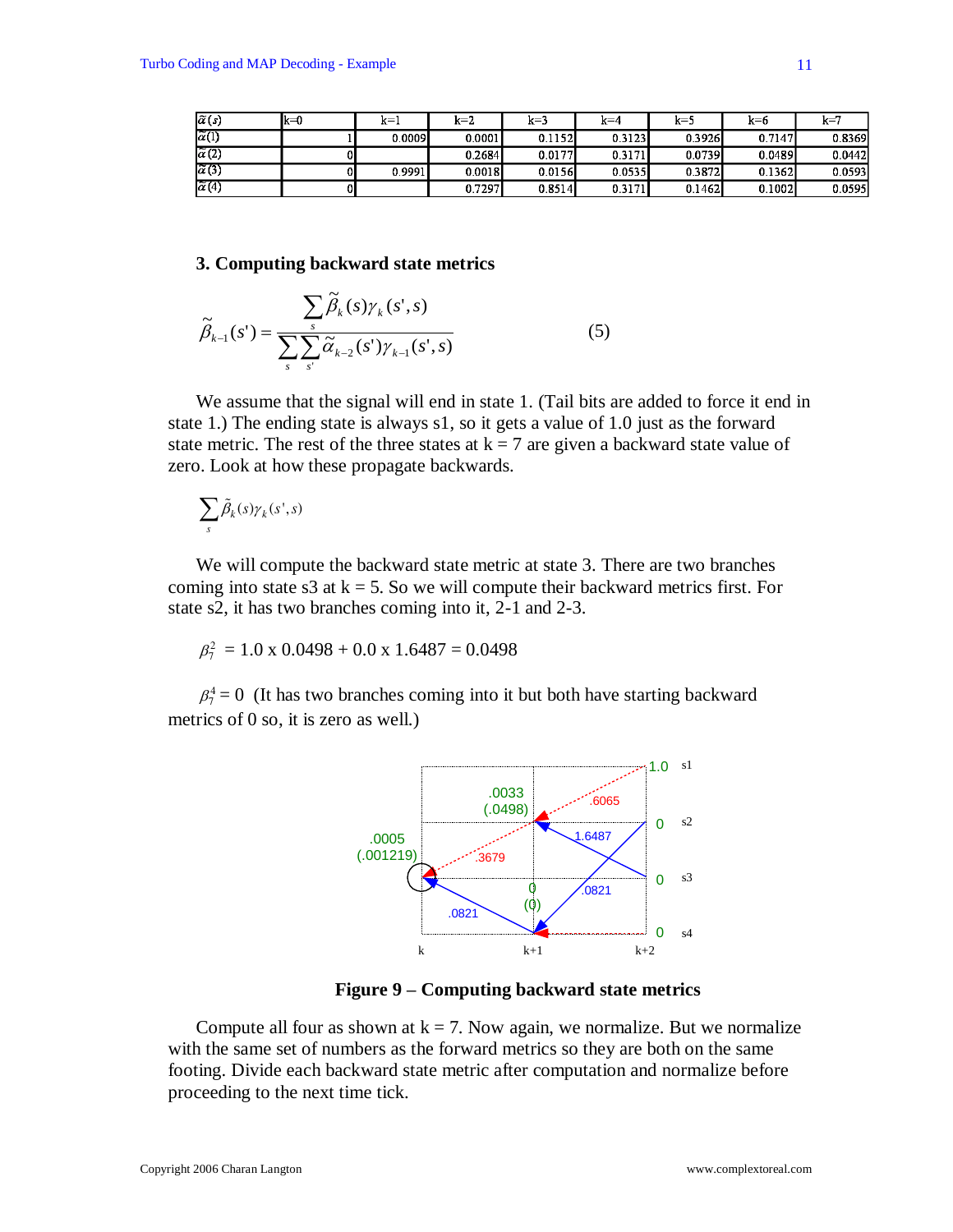| $\tilde{\alpha}(s)$ | k=0 | k=1 | k=2 | k=3 | k=4 | k=5 | k=6 | k=7 |
|---|---|---|---|---|---|---|---|---|
| $\tilde{\alpha}(1)$ | 1 | 0.0009 | 0.0001 | 0.1152 | 0.3123 | 0.3926 | 0.7147 | 0.8369 |
| $\tilde{\alpha}(2)$ | 0 | | 0.2684 | 0.0177 | 0.3171 | 0.0739 | 0.0489 | 0.0442 |
| $\tilde{\alpha}(3)$ | 0 | 0.9991 | 0.0018 | 0.0156 | 0.0535 | 0.3872 | 0.1362 | 0.0593 |
| $\tilde{\alpha}(4)$ | 0 | | 0.7297 | 0.8514 | 0.3171 | 0.1462 | 0.1002 | 0.0595 |

### 3. Computing backward state metrics

$$\tilde{\beta}_{k-1}(s') = \frac{\sum_{s} \tilde{\beta}_k(s)\gamma_k(s', s)}{\sum_{s}\sum_{s'} \tilde{\alpha}_{k-2}(s')\gamma_{k-1}(s', s)} \qquad (5)$$

We assume that the signal will end in state 1. (Tail bits are added to force it end in state 1.) The ending state is always s1, so it gets a value of 1.0 just as the forward state metric. The rest of the three states at k = 7 are given a backward state value of zero. Look at how these propagate backwards.

$$\sum_{s} \tilde{\beta}_k(s)\gamma_k(s', s)$$

We will compute the backward state metric at state 3. There are two branches coming into state s3 at k = 5. So we will compute their backward metrics first. For state s2, it has two branches coming into it, 2-1 and 2-3.

$\beta_7^2$ = 1.0 x 0.0498 + 0.0 x 1.6487 = 0.0498

$\beta_7^4 = 0$ (It has two branches coming into it but both have starting backward metrics of 0 so, it is zero as well.)

**Figure 9 – Computing backward state metrics**

Compute all four as shown at k = 7. Now again, we normalize. But we normalize with the same set of numbers as the forward metrics so they are both on the same footing. Divide each backward state metric after computation and normalize before proceeding to the next time tick.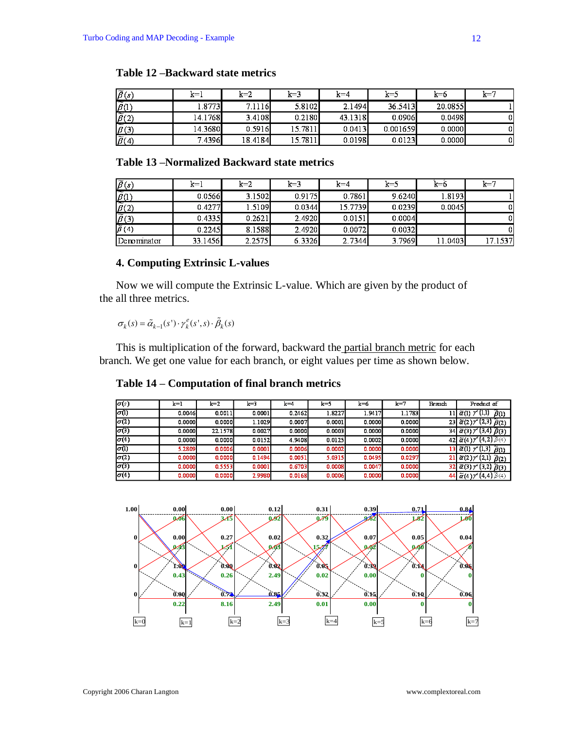**Table 12 –Backward state metrics**

| $\tilde{\beta}(s)$ | k=1 | k=2 | k=3 | k=4 | k=5 | k=6 | k=7 |
|---|---|---|---|---|---|---|---|
| $\tilde{\beta}(1)$ | 1.8773 | 7.1116 | 5.8102 | 2.1494 | 36.5413 | 20.0855 | 1 |
| $\tilde{\beta}(2)$ | 14.1768 | 3.4108 | 0.2180 | 43.1318 | 0.0906 | 0.0498 | 0 |
| $\tilde{\beta}(3)$ | 14.3680 | 0.5916 | 15.7811 | 0.0413 | 0.001659 | 0.0000 | 0 |
| $\tilde{\beta}(4)$ | 7.4396 | 18.4184 | 15.7811 | 0.0198 | 0.0123 | 0.0000 | 0 |

**Table 13 –Normalized Backward state metrics**

| $\tilde{\beta}(s)$ | k=1 | k=2 | k=3 | k=4 | k=5 | k=6 | k=7 |
|---|---|---|---|---|---|---|---|
| $\tilde{\beta}(1)$ | 0.0566 | 3.1502 | 0.9175 | 0.7861 | 9.6240 | 1.8193 | 1 |
| $\tilde{\beta}(2)$ | 0.4277 | 1.5109 | 0.0344 | 15.7739 | 0.0239 | 0.0045 | 0 |
| $\tilde{\beta}(3)$ | 0.4335 | 0.2621 | 2.4920 | 0.0151 | 0.0004 | | 0 |
| $\tilde{\beta}(4)$ | 0.2245 | 8.1588 | 2.4920 | 0.0072 | 0.0032 | | 0 |
| Denominator | 33.1456 | 2.2575 | 6.3326 | 2.7344 | 3.7969 | 11.0403 | 17.1537 |

### 4. Computing Extrinsic L-values

Now we will compute the Extrinsic L-value. Which are given by the product of the all three metrics.

$$\sigma_k(s) = \tilde{\alpha}_{k-1}(s') \cdot \gamma_k^e(s', s) \cdot \tilde{\beta}_k(s)$$

This is multiplication of the forward, backward the partial branch metric for each branch. We get one value for each branch, or eight values per time as shown below.

**Table 14 – Computation of final branch metrics**

| $\sigma(s)$ | k=1 | k=2 | k=3 | k=4 | k=5 | k=6 | k=7 | Branch | Product of |
|---|---|---|---|---|---|---|---|---|---|
| $\sigma(1)$ | 0.0046 | 0.0011 | 0.0001 | 0.2462 | 1.8227 | 1.9417 | 1.1783 | 11 | $\tilde{\alpha}(1)\,\gamma^e(1,1)\,\tilde{\beta}(1)$ |
| $\sigma(2)$ | 0.0000 | 0.0000 | 1.1029 | 0.0007 | 0.0001 | 0.0000 | 0.0000 | 23 | $\tilde{\alpha}(2)\,\gamma^e(2,3)\,\tilde{\beta}(2)$ |
| $\sigma(3)$ | 0.0000 | 22.1578 | 0.0027 | 0.0000 | 0.0003 | 0.0000 | 0.0000 | 34 | $\tilde{\alpha}(3)\,\gamma^e(3,4)\,\tilde{\beta}(3)$ |
| $\sigma(4)$ | 0.0000 | 0.0000 | 0.0152 | 4.9408 | 0.0125 | 0.0002 | 0.0000 | 42 | $\tilde{\alpha}(4)\,\gamma^e(4,2)\,\tilde{\beta}(4)$ |
| $\sigma(1)$ | 5.2809 | 0.0006 | 0.0001 | 0.0006 | 0.0002 | 0.0000 | 0.0000 | 13 | $\tilde{\alpha}(1)\,\gamma^e(1,3)\,\tilde{\beta}(1)$ |
| $\sigma(2)$ | 0.0000 | 0.0000 | 0.1494 | 0.0051 | 5.0315 | 0.0495 | 0.0297 | 21 | $\tilde{\alpha}(2)\,\gamma^e(2,1)\,\tilde{\beta}(2)$ |
| $\sigma(3)$ | 0.0000 | 0.5553 | 0.0001 | 0.6703 | 0.0008 | 0.0047 | 0.0000 | 32 | $\tilde{\alpha}(3)\,\gamma^e(3,2)\,\tilde{\beta}(3)$ |
| $\sigma(4)$ | 0.0000 | 0.0000 | 2.9980 | 0.0168 | 0.0006 | 0.0000 | 0.0000 | 44 | $\tilde{\alpha}(4)\,\gamma^e(4,4)\,\tilde{\beta}(4)$ |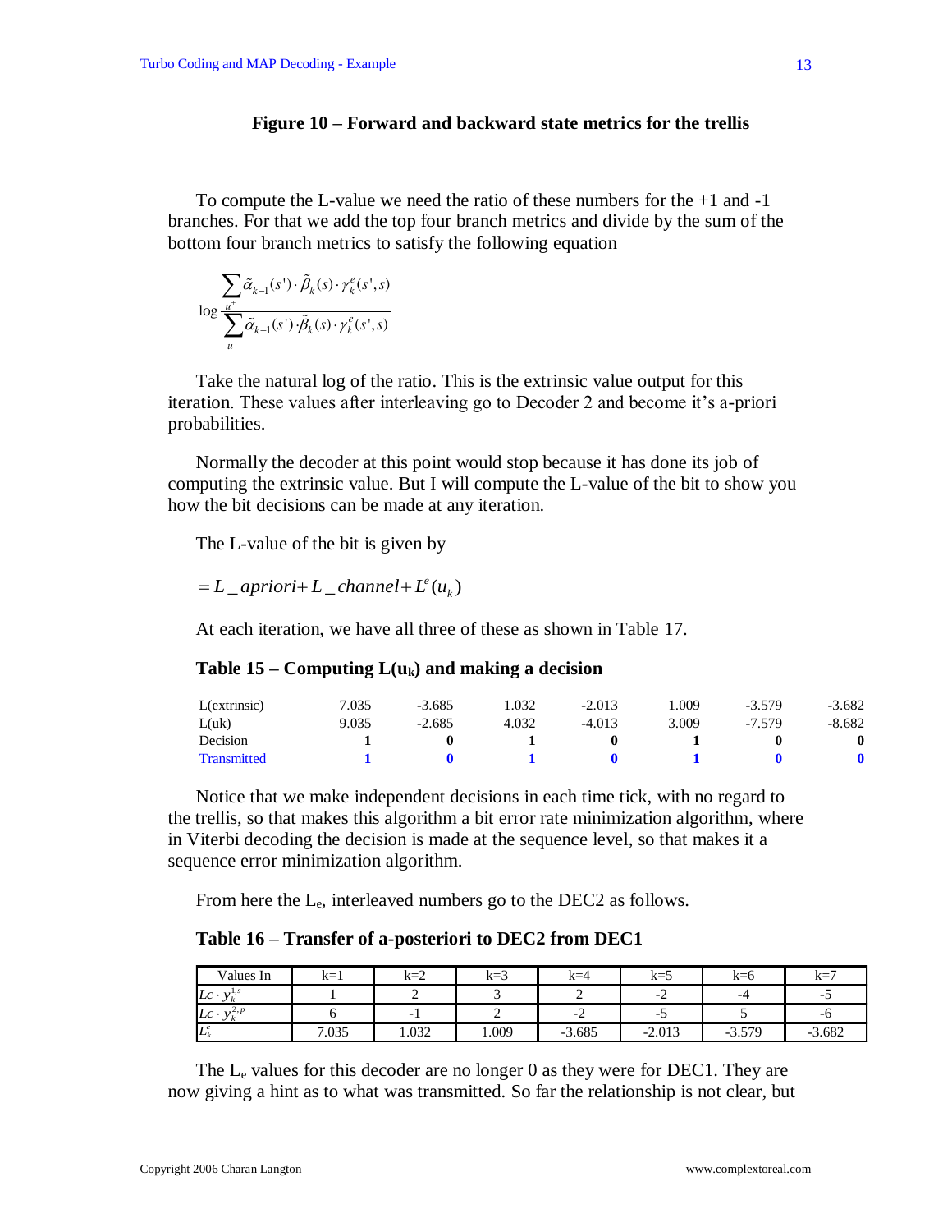**Figure 10 – Forward and backward state metrics for the trellis**

To compute the L-value we need the ratio of these numbers for the +1 and -1 branches. For that we add the top four branch metrics and divide by the sum of the bottom four branch metrics to satisfy the following equation

$$\log \frac{\sum_{u^+} \tilde{\alpha}_{k-1}(s') \cdot \tilde{\beta}_k(s) \cdot \gamma_k^e(s',s)}{\sum_{u^-} \tilde{\alpha}_{k-1}(s') \cdot \tilde{\beta}_k(s) \cdot \gamma_k^e(s',s)}$$

Take the natural log of the ratio. This is the extrinsic value output for this iteration. These values after interleaving go to Decoder 2 and become it's a-priori probabilities.

Normally the decoder at this point would stop because it has done its job of computing the extrinsic value. But I will compute the L-value of the bit to show you how the bit decisions can be made at any iteration.

The L-value of the bit is given by

$$= L\_apriori + L\_channel + L^e(u_k)$$

At each iteration, we have all three of these as shown in Table 17.

**Table 15 – Computing $L(u_k)$ and making a decision**

| | | | | | | | |
|---|---|---|---|---|---|---|---|
| L(extrinsic) | 7.035 | -3.685 | 1.032 | -2.013 | 1.009 | -3.579 | -3.682 |
| L(uk) | 9.035 | -2.685 | 4.032 | -4.013 | 3.009 | -7.579 | -8.682 |
| Decision | **1** | **0** | **1** | **0** | **1** | **0** | **0** |
| Transmitted | **1** | **0** | **1** | **0** | **1** | **0** | **0** |

Notice that we make independent decisions in each time tick, with no regard to the trellis, so that makes this algorithm a bit error rate minimization algorithm, where in Viterbi decoding the decision is made at the sequence level, so that makes it a sequence error minimization algorithm.

From here the $L_e$, interleaved numbers go to the DEC2 as follows.

**Table 16 – Transfer of a-posteriori to DEC2 from DEC1**

| Values In | k=1 | k=2 | k=3 | k=4 | k=5 | k=6 | k=7 |
|---|---|---|---|---|---|---|---|
| $Lc \cdot y_k^{1,s}$ | 1 | 2 | 3 | 2 | -2 | -4 | -5 |
| $Lc \cdot y_k^{2,p}$ | 6 | -1 | 2 | -2 | -5 | 5 | -6 |
| $L_k^e$ | 7.035 | 1.032 | 1.009 | -3.685 | -2.013 | -3.579 | -3.682 |

The $L_e$ values for this decoder are no longer 0 as they were for DEC1. They are now giving a hint as to what was transmitted. So far the relationship is not clear, but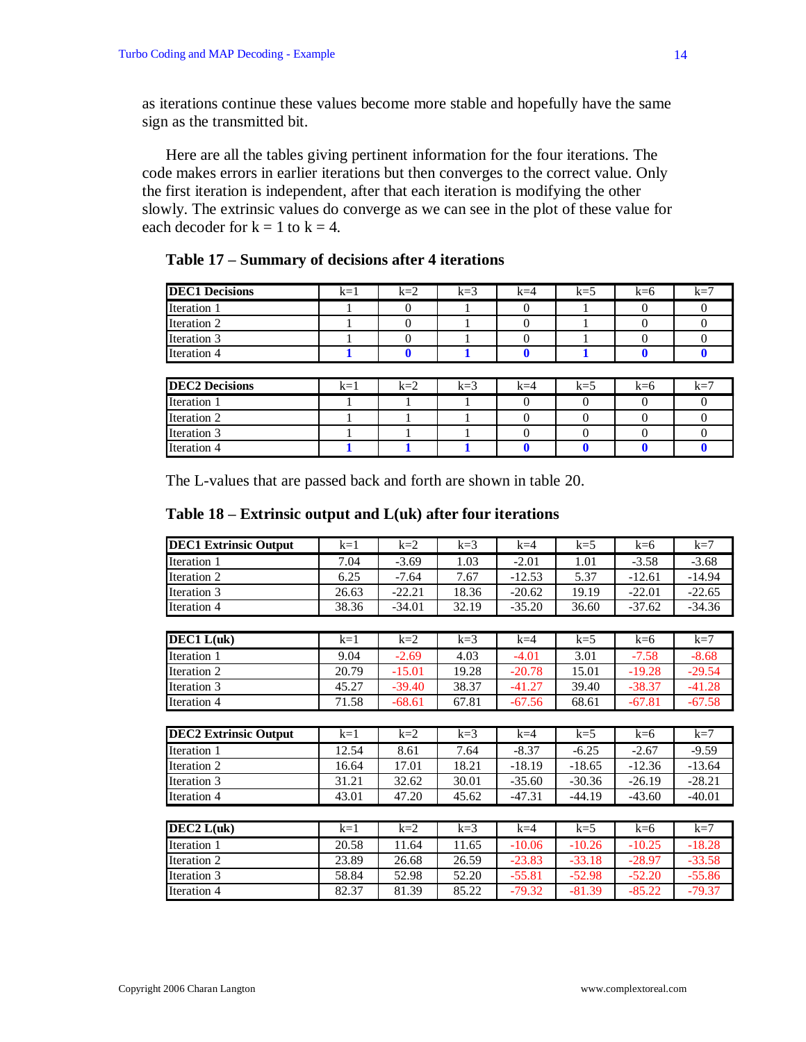as iterations continue these values become more stable and hopefully have the same sign as the transmitted bit.

Here are all the tables giving pertinent information for the four iterations. The code makes errors in earlier iterations but then converges to the correct value. Only the first iteration is independent, after that each iteration is modifying the other slowly. The extrinsic values do converge as we can see in the plot of these value for each decoder for k = 1 to k = 4.

**Table 17 – Summary of decisions after 4 iterations**

| DEC1 Decisions | k=1 | k=2 | k=3 | k=4 | k=5 | k=6 | k=7 |
|---|---|---|---|---|---|---|---|
| Iteration 1 | 1 | 0 | 1 | 0 | 1 | 0 | 0 |
| Iteration 2 | 1 | 0 | 1 | 0 | 1 | 0 | 0 |
| Iteration 3 | 1 | 0 | 1 | 0 | 1 | 0 | 0 |
| Iteration 4 | **1** | **0** | **1** | **0** | **1** | **0** | **0** |

| DEC2 Decisions | k=1 | k=2 | k=3 | k=4 | k=5 | k=6 | k=7 |
|---|---|---|---|---|---|---|---|
| Iteration 1 | 1 | 1 | 1 | 0 | 0 | 0 | 0 |
| Iteration 2 | 1 | 1 | 1 | 0 | 0 | 0 | 0 |
| Iteration 3 | 1 | 1 | 1 | 0 | 0 | 0 | 0 |
| Iteration 4 | **1** | **1** | **1** | **0** | **0** | **0** | **0** |

The L-values that are passed back and forth are shown in table 20.

**Table 18 – Extrinsic output and L(uk) after four iterations**

| DEC1 Extrinsic Output | k=1 | k=2 | k=3 | k=4 | k=5 | k=6 | k=7 |
|---|---|---|---|---|---|---|---|
| Iteration 1 | 7.04 | -3.69 | 1.03 | -2.01 | 1.01 | -3.58 | -3.68 |
| Iteration 2 | 6.25 | -7.64 | 7.67 | -12.53 | 5.37 | -12.61 | -14.94 |
| Iteration 3 | 26.63 | -22.21 | 18.36 | -20.62 | 19.19 | -22.01 | -22.65 |
| Iteration 4 | 38.36 | -34.01 | 32.19 | -35.20 | 36.60 | -37.62 | -34.36 |

| DEC1 L(uk) | k=1 | k=2 | k=3 | k=4 | k=5 | k=6 | k=7 |
|---|---|---|---|---|---|---|---|
| Iteration 1 | 9.04 | -2.69 | 4.03 | -4.01 | 3.01 | -7.58 | -8.68 |
| Iteration 2 | 20.79 | -15.01 | 19.28 | -20.78 | 15.01 | -19.28 | -29.54 |
| Iteration 3 | 45.27 | -39.40 | 38.37 | -41.27 | 39.40 | -38.37 | -41.28 |
| Iteration 4 | 71.58 | -68.61 | 67.81 | -67.56 | 68.61 | -67.81 | -67.58 |

| DEC2 Extrinsic Output | k=1 | k=2 | k=3 | k=4 | k=5 | k=6 | k=7 |
|---|---|---|---|---|---|---|---|
| Iteration 1 | 12.54 | 8.61 | 7.64 | -8.37 | -6.25 | -2.67 | -9.59 |
| Iteration 2 | 16.64 | 17.01 | 18.21 | -18.19 | -18.65 | -12.36 | -13.64 |
| Iteration 3 | 31.21 | 32.62 | 30.01 | -35.60 | -30.36 | -26.19 | -28.21 |
| Iteration 4 | 43.01 | 47.20 | 45.62 | -47.31 | -44.19 | -43.60 | -40.01 |

| DEC2 L(uk) | k=1 | k=2 | k=3 | k=4 | k=5 | k=6 | k=7 |
|---|---|---|---|---|---|---|---|
| Iteration 1 | 20.58 | 11.64 | 11.65 | -10.06 | -10.26 | -10.25 | -18.28 |
| Iteration 2 | 23.89 | 26.68 | 26.59 | -23.83 | -33.18 | -28.97 | -33.58 |
| Iteration 3 | 58.84 | 52.98 | 52.20 | -55.81 | -52.98 | -52.20 | -55.86 |
| Iteration 4 | 82.37 | 81.39 | 85.22 | -79.32 | -81.39 | -85.22 | -79.37 |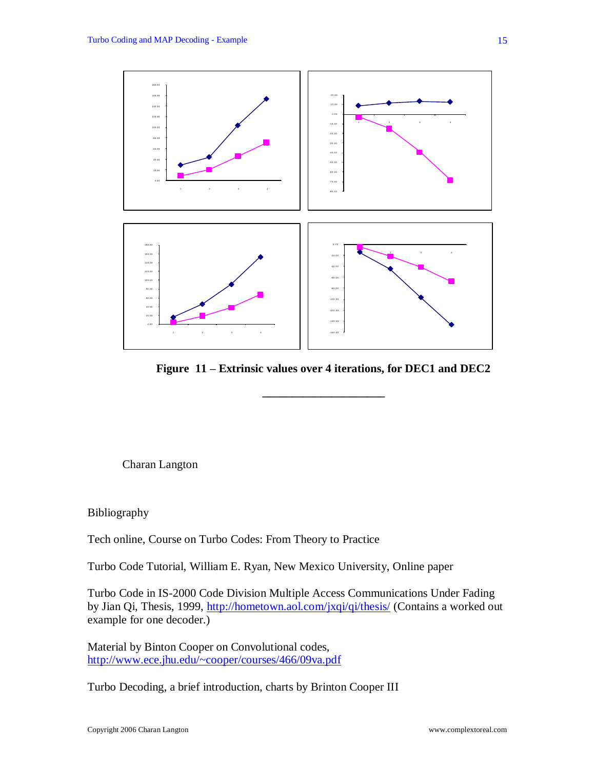**Figure 11 – Extrinsic values over 4 iterations, for DEC1 and DEC2**

---

Charan Langton

Bibliography

Tech online, Course on Turbo Codes: From Theory to Practice

Turbo Code Tutorial, William E. Ryan, New Mexico University, Online paper

Turbo Code in IS-2000 Code Division Multiple Access Communications Under Fading by Jian Qi, Thesis, 1999, http://hometown.aol.com/jxqi/qi/thesis/ (Contains a worked out example for one decoder.)

Material by Binton Cooper on Convolutional codes, http://www.ece.jhu.edu/~cooper/courses/466/09va.pdf

Turbo Decoding, a brief introduction, charts by Brinton Cooper III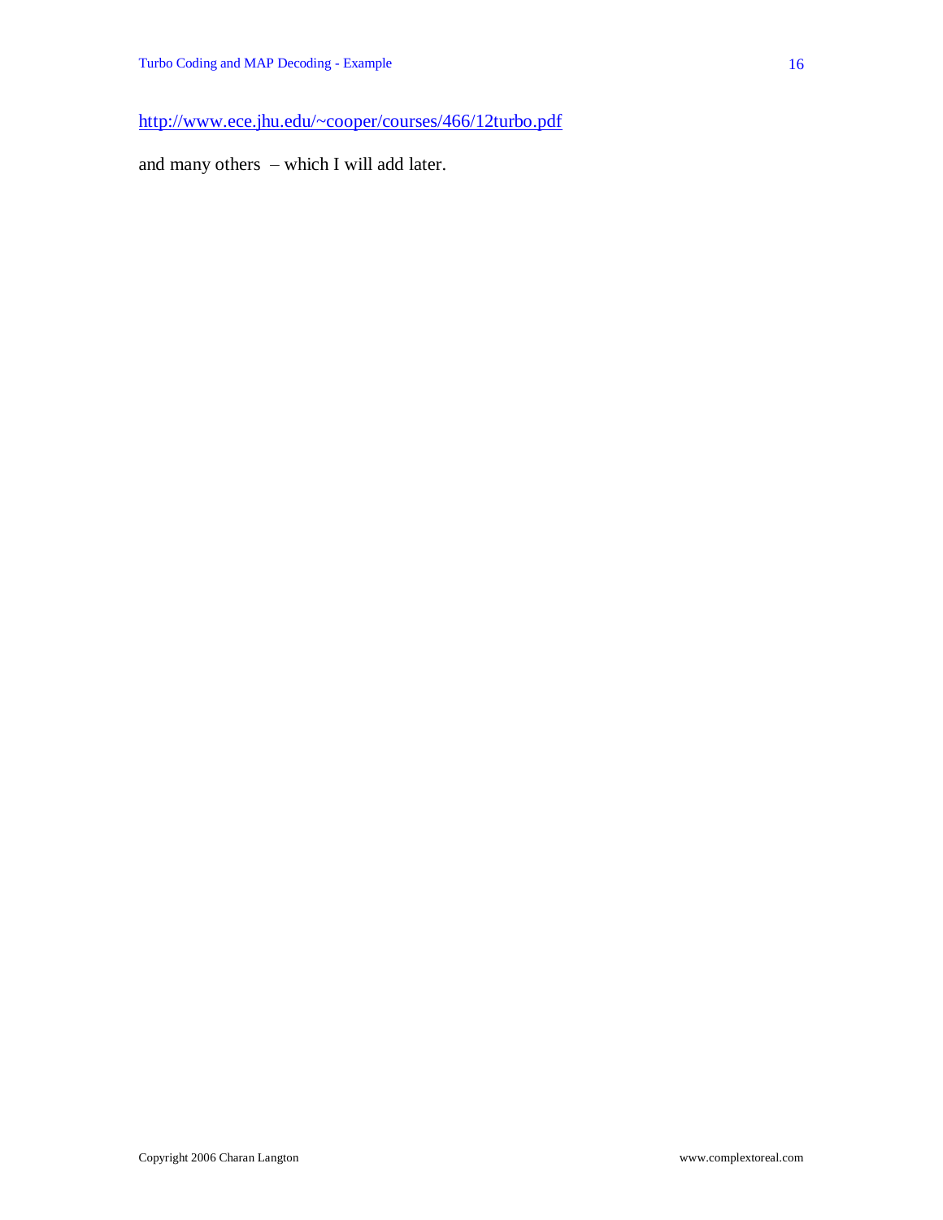http://www.ece.jhu.edu/~cooper/courses/466/12turbo.pdf

and many others – which I will add later.